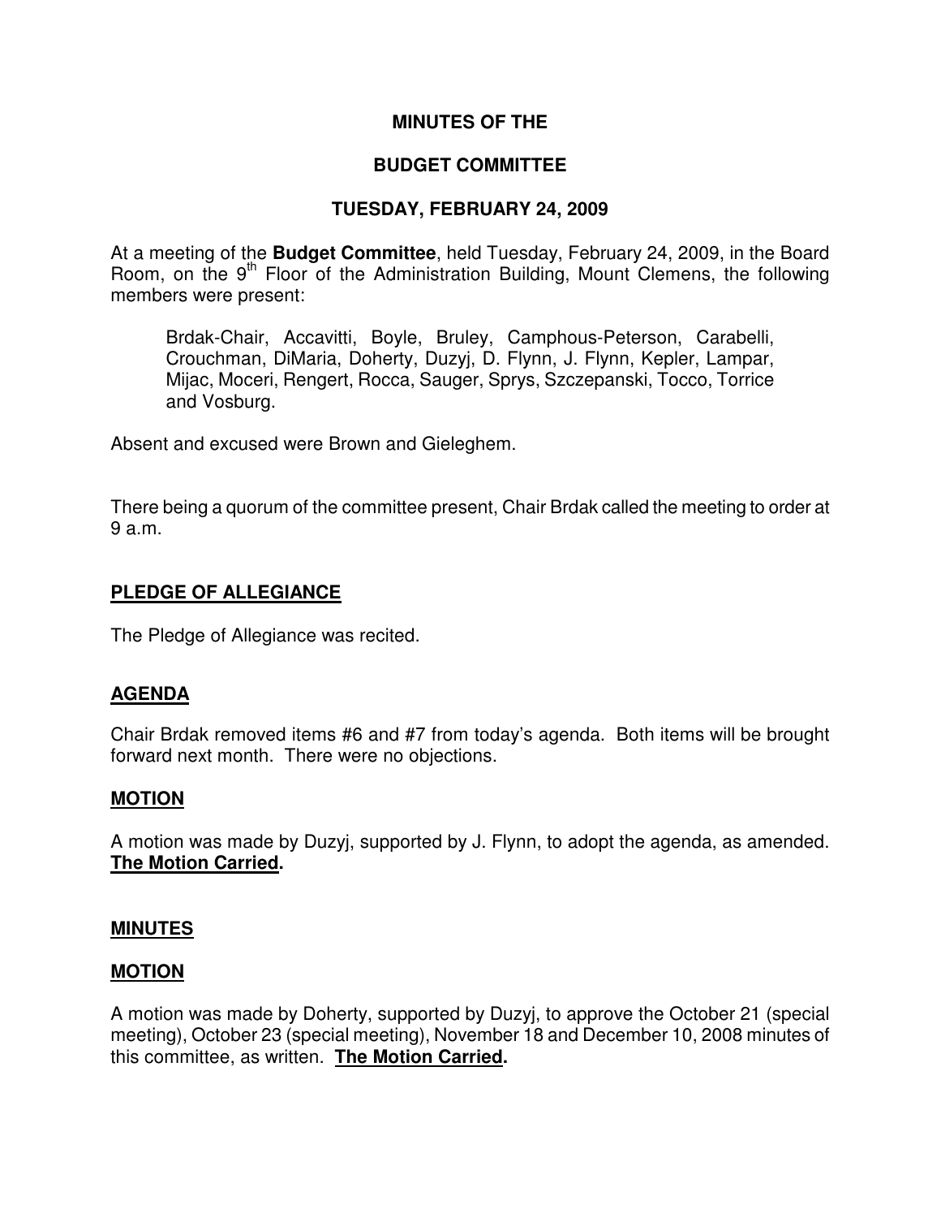# MINUTES OF THE

# BUDGET COMMITTEE

# TUESDAY, FEBRUARY 24, 2009

At a meeting of the **Budget Committee**, held Tuesday, February 24, 2009, in the Board Room, on the 9th Floor of the Administration Building, Mount Clemens, the following members were present:

> Brdak-Chair, Accavitti, Boyle, Bruley, Camphous-Peterson, Carabelli, Crouchman, DiMaria, Doherty, Duzyj, D. Flynn, J. Flynn, Kepler, Lampar, Mijac, Moceri, Rengert, Rocca, Sauger, Sprys, Szczepanski, Tocco, Torrice and Vosburg.

Absent and excused were Brown and Gieleghem.

There being a quorum of the committee present, Chair Brdak called the meeting to order at 9 a.m.

## PLEDGE OF ALLEGIANCE

The Pledge of Allegiance was recited.

## AGENDA

Chair Brdak removed items #6 and #7 from today's agenda. Both items will be brought forward next month. There were no objections.

## MOTION

A motion was made by Duzyj, supported by J. Flynn, to adopt the agenda, as amended. **The Motion Carried.**

## MINUTES

## MOTION

A motion was made by Doherty, supported by Duzyj, to approve the October 21 (special meeting), October 23 (special meeting), November 18 and December 10, 2008 minutes of this committee, as written. **The Motion Carried.**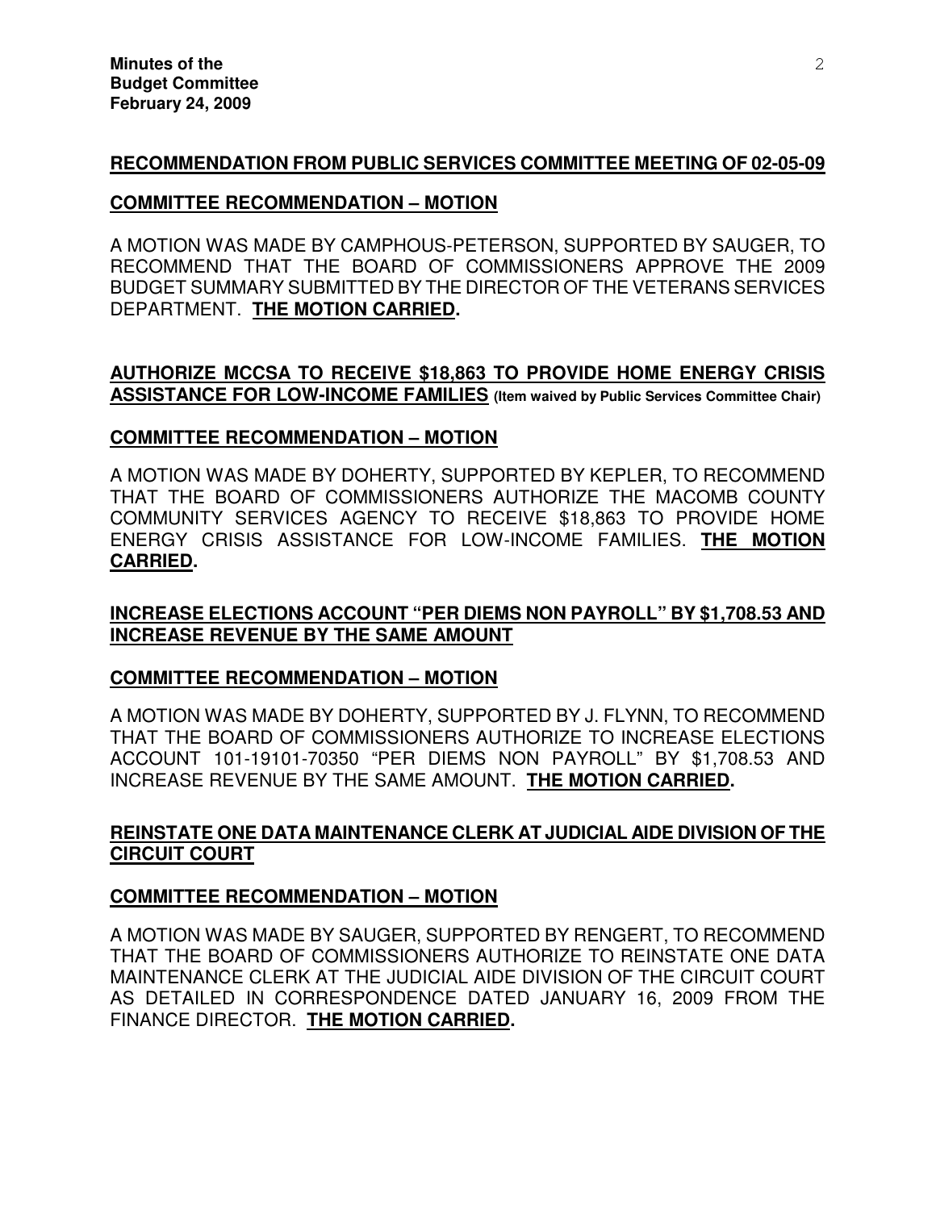**RECOMMENDATION FROM PUBLIC SERVICES COMMITTEE MEETING OF 02-05-09**

**COMMITTEE RECOMMENDATION – MOTION**

A MOTION WAS MADE BY CAMPHOUS-PETERSON, SUPPORTED BY SAUGER, TO RECOMMEND THAT THE BOARD OF COMMISSIONERS APPROVE THE 2009 BUDGET SUMMARY SUBMITTED BY THE DIRECTOR OF THE VETERANS SERVICES DEPARTMENT. **THE MOTION CARRIED.**

**AUTHORIZE MCCSA TO RECEIVE $18,863 TO PROVIDE HOME ENERGY CRISIS ASSISTANCE FOR LOW-INCOME FAMILIES** **(Item waived by Public Services Committee Chair)**

**COMMITTEE RECOMMENDATION – MOTION**

A MOTION WAS MADE BY DOHERTY, SUPPORTED BY KEPLER, TO RECOMMEND THAT THE BOARD OF COMMISSIONERS AUTHORIZE THE MACOMB COUNTY COMMUNITY SERVICES AGENCY TO RECEIVE $18,863 TO PROVIDE HOME ENERGY CRISIS ASSISTANCE FOR LOW-INCOME FAMILIES. **THE MOTION CARRIED.**

**INCREASE ELECTIONS ACCOUNT "PER DIEMS NON PAYROLL" BY $1,708.53 AND INCREASE REVENUE BY THE SAME AMOUNT**

**COMMITTEE RECOMMENDATION – MOTION**

A MOTION WAS MADE BY DOHERTY, SUPPORTED BY J. FLYNN, TO RECOMMEND THAT THE BOARD OF COMMISSIONERS AUTHORIZE TO INCREASE ELECTIONS ACCOUNT 101-19101-70350 "PER DIEMS NON PAYROLL" BY $1,708.53 AND INCREASE REVENUE BY THE SAME AMOUNT. **THE MOTION CARRIED.**

**REINSTATE ONE DATA MAINTENANCE CLERK AT JUDICIAL AIDE DIVISION OF THE CIRCUIT COURT**

**COMMITTEE RECOMMENDATION – MOTION**

A MOTION WAS MADE BY SAUGER, SUPPORTED BY RENGERT, TO RECOMMEND THAT THE BOARD OF COMMISSIONERS AUTHORIZE TO REINSTATE ONE DATA MAINTENANCE CLERK AT THE JUDICIAL AIDE DIVISION OF THE CIRCUIT COURT AS DETAILED IN CORRESPONDENCE DATED JANUARY 16, 2009 FROM THE FINANCE DIRECTOR. **THE MOTION CARRIED.**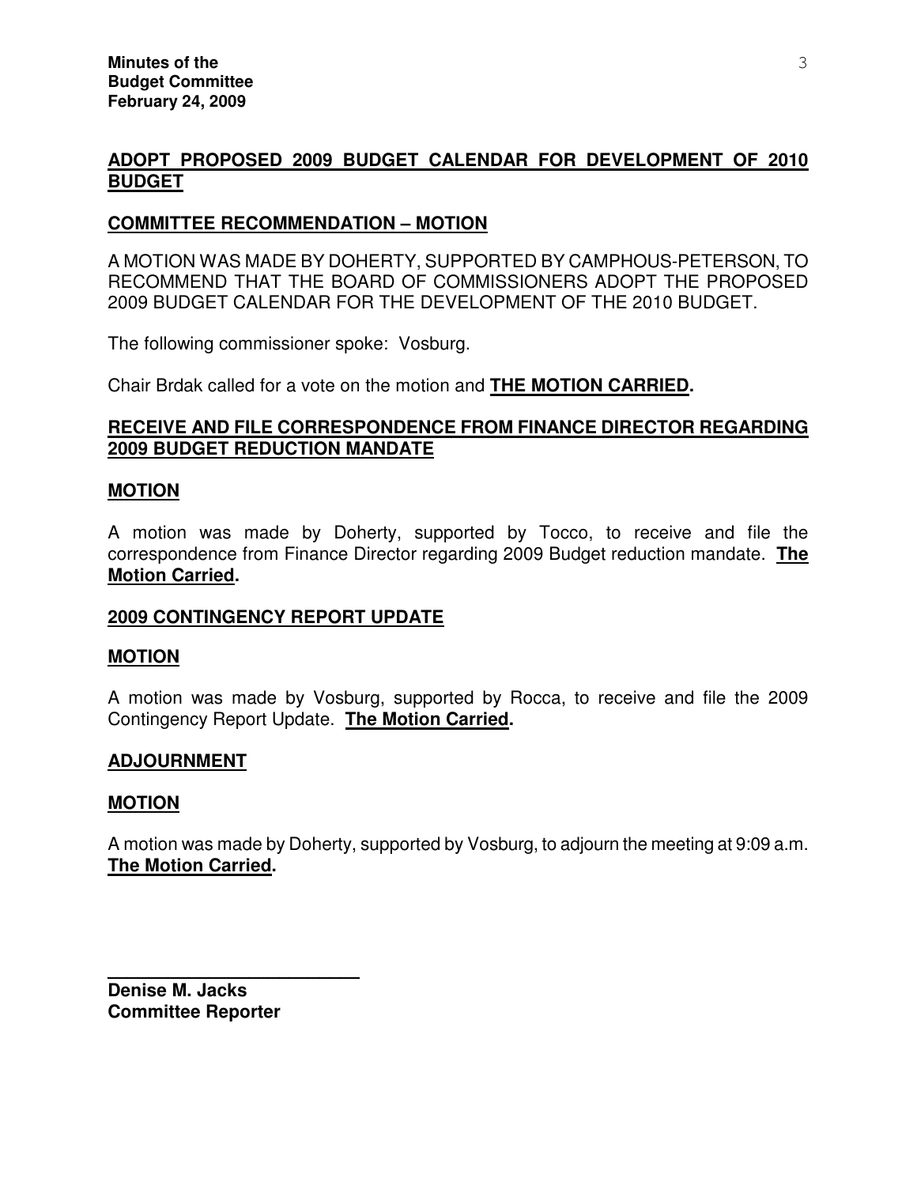**ADOPT PROPOSED 2009 BUDGET CALENDAR FOR DEVELOPMENT OF 2010 BUDGET**

**COMMITTEE RECOMMENDATION – MOTION**

A MOTION WAS MADE BY DOHERTY, SUPPORTED BY CAMPHOUS-PETERSON, TO RECOMMEND THAT THE BOARD OF COMMISSIONERS ADOPT THE PROPOSED 2009 BUDGET CALENDAR FOR THE DEVELOPMENT OF THE 2010 BUDGET.

The following commissioner spoke: Vosburg.

Chair Brdak called for a vote on the motion and **THE MOTION CARRIED.**

**RECEIVE AND FILE CORRESPONDENCE FROM FINANCE DIRECTOR REGARDING 2009 BUDGET REDUCTION MANDATE**

**MOTION**

A motion was made by Doherty, supported by Tocco, to receive and file the correspondence from Finance Director regarding 2009 Budget reduction mandate. **The Motion Carried.**

**2009 CONTINGENCY REPORT UPDATE**

**MOTION**

A motion was made by Vosburg, supported by Rocca, to receive and file the 2009 Contingency Report Update. **The Motion Carried.**

**ADJOURNMENT**

**MOTION**

A motion was made by Doherty, supported by Vosburg, to adjourn the meeting at 9:09 a.m. **The Motion Carried.**

**Denise M. Jacks**
**Committee Reporter**